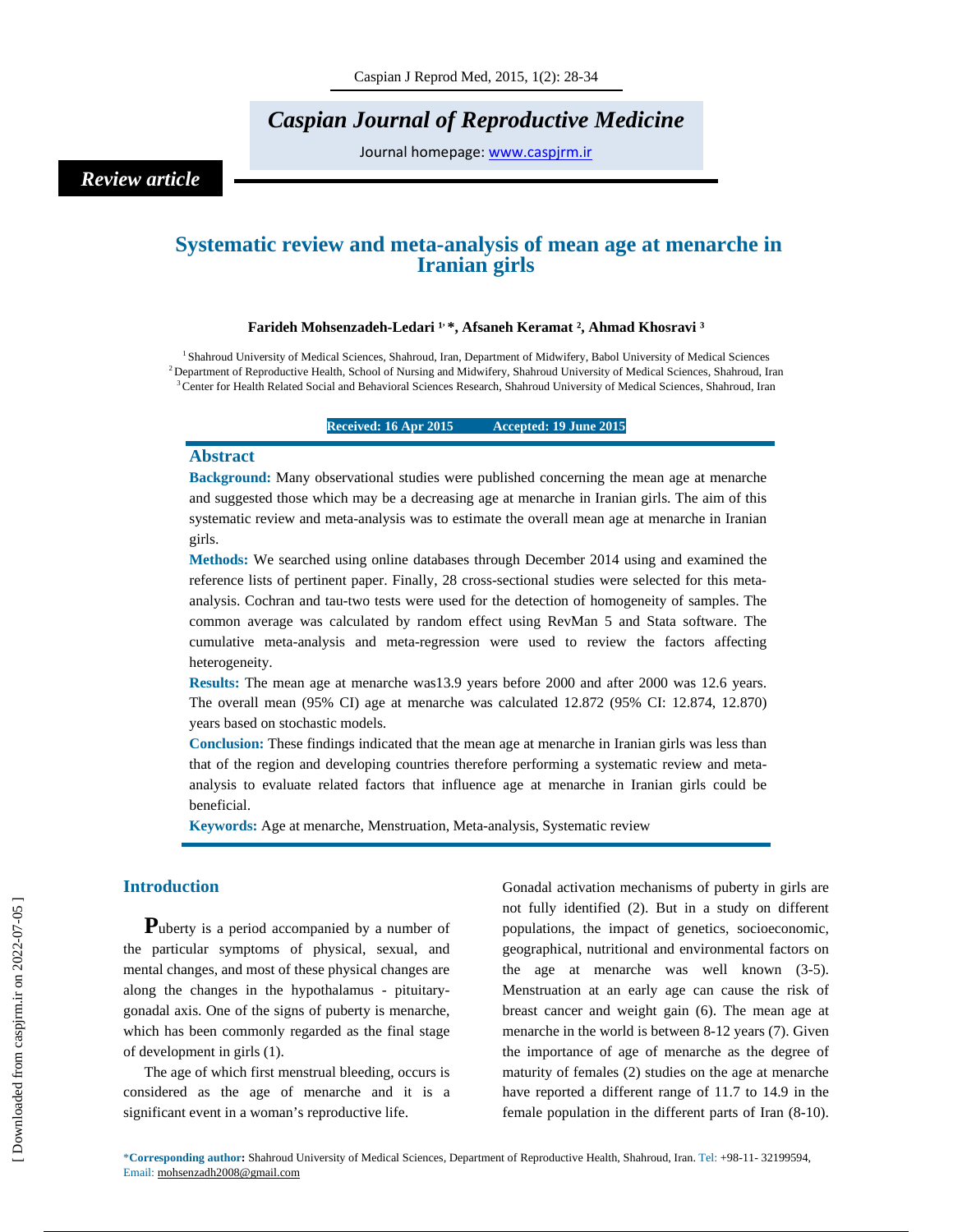*Caspian Journal of Reproductive Medicine*

Journal homepage: www.caspjrm.ir

*Review article*

# Systematic review and meta-analysis of mean age at menarche in Iranian girls

**Farideh Mohsenzadeh-Ledari [1,] \*, Afsaneh Keramat [2], Ahmad Khosravi [3]**

[1] Shahroud University of Medical Sciences, Shahroud, Iran, Department of Midwifery, Babol University of Medical Sciences
[2] Department of Reproductive Health, School of Nursing and Midwifery, Shahroud University of Medical Sciences, Shahroud, Iran
[3] Center for Health Related Social and Behavioral Sciences Research, Shahroud University of Medical Sciences, Shahroud, Iran

**Received: 16 Apr 2015 Accepted: 19 June 2015**

## Abstract

**Background:** Many observational studies were published concerning the mean age at menarche and suggested those which may be a decreasing age at menarche in Iranian girls. The aim of this systematic review and meta-analysis was to estimate the overall mean age at menarche in Iranian girls.

**Methods:** We searched using online databases through December 2014 using and examined the reference lists of pertinent paper. Finally, 28 cross-sectional studies were selected for this meta-analysis. Cochran and tau-two tests were used for the detection of homogeneity of samples. The common average was calculated by random effect using RevMan 5 and Stata software. The cumulative meta-analysis and meta-regression were used to review the factors affecting heterogeneity.

**Results:** The mean age at menarche was13.9 years before 2000 and after 2000 was 12.6 years. The overall mean (95% CI) age at menarche was calculated 12.872 (95% CI: 12.874, 12.870) years based on stochastic models.

**Conclusion:** These findings indicated that the mean age at menarche in Iranian girls was less than that of the region and developing countries therefore performing a systematic review and meta-analysis to evaluate related factors that influence age at menarche in Iranian girls could be beneficial.

**Keywords:** Age at menarche, Menstruation, Meta-analysis, Systematic review

## Introduction

**P**uberty is a period accompanied by a number of the particular symptoms of physical, sexual, and mental changes, and most of these physical changes are along the changes in the hypothalamus - pituitary-gonadal axis. One of the signs of puberty is menarche, which has been commonly regarded as the final stage of development in girls (1).

The age of which first menstrual bleeding, occurs is considered as the age of menarche and it is a significant event in a woman's reproductive life.

Gonadal activation mechanisms of puberty in girls are not fully identified (2). But in a study on different populations, the impact of genetics, socioeconomic, geographical, nutritional and environmental factors on the age at menarche was well known (3-5). Menstruation at an early age can cause the risk of breast cancer and weight gain (6). The mean age at menarche in the world is between 8-12 years (7). Given the importance of age of menarche as the degree of maturity of females (2) studies on the age at menarche have reported a different range of 11.7 to 14.9 in the female population in the different parts of Iran (8-10).

\***Corresponding author:** Shahroud University of Medical Sciences, Department of Reproductive Health, Shahroud, Iran. Tel: +98-11- 32199594, Email: mohsenzadh2008@gmail.com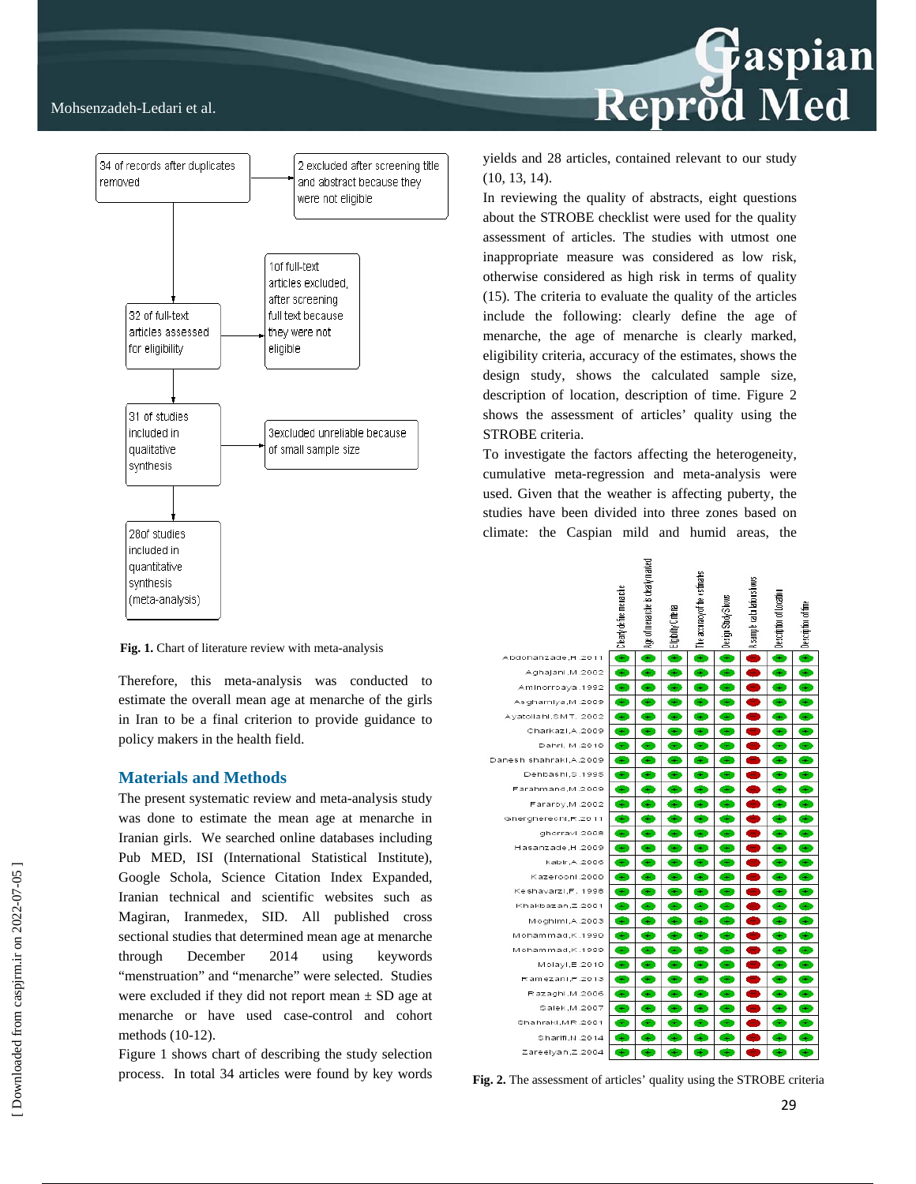34 of records after duplicates removed → 2 excluded after screening title and abstract because they were not eligible

32 of full-text articles assessed for eligibility → 1of full-text articles excluded, after screening full text because they were not eligible

31 of studies included in qualitative synthesis → 3excluded unreliable because of small sample size

28of studies included in quantitative synthesis (meta-analysis)

**Fig. 1.** Chart of literature review with meta-analysis

Therefore, this meta-analysis was conducted to estimate the overall mean age at menarche of the girls in Iran to be a final criterion to provide guidance to policy makers in the health field.

## Materials and Methods

The present systematic review and meta-analysis study was done to estimate the mean age at menarche in Iranian girls. We searched online databases including Pub MED, ISI (International Statistical Institute), Google Schola, Science Citation Index Expanded, Iranian technical and scientific websites such as Magiran, Iranmedex, SID. All published cross sectional studies that determined mean age at menarche through December 2014 using keywords "menstruation" and "menarche" were selected. Studies were excluded if they did not report mean ± SD age at menarche or have used case-control and cohort methods (10-12).

Figure 1 shows chart of describing the study selection process. In total 34 articles were found by key words yields and 28 articles, contained relevant to our study (10, 13, 14).

In reviewing the quality of abstracts, eight questions about the STROBE checklist were used for the quality assessment of articles. The studies with utmost one inappropriate measure was considered as low risk, otherwise considered as high risk in terms of quality (15). The criteria to evaluate the quality of the articles include the following: clearly define the age of menarche, the age of menarche is clearly marked, eligibility criteria, accuracy of the estimates, shows the design study, shows the calculated sample size, description of location, description of time. Figure 2 shows the assessment of articles' quality using the STROBE criteria.

To investigate the factors affecting the heterogeneity, cumulative meta-regression and meta-analysis were used. Given that the weather is affecting puberty, the studies have been divided into three zones based on climate: the Caspian mild and humid areas, the

| | Clearly define menarche | Age of menarche is clearly marked | Eligibility Criteria | The accuracy of the estimates | Design Study Shows | A sample calculation shows | Description of Location | Description of time |
|---|---|---|---|---|---|---|---|---|
| Abdohanzade,H.2011 | + | + | + | + | + | − | + | + |
| Aghajani,M.2002 | + | + | + | + | + | − | + | + |
| Aminorroaya.1992 | + | + | + | + | + | − | + | + |
| Asgharniya,M.2009 | + | + | + | + | + | − | + | + |
| Ayatollahi,SMT. 2002 | + | + | + | + | + | − | + | + |
| Charkazi,A.2009 | + | + | + | + | + | − | + | + |
| Dabiri, M.2010 | + | + | + | + | + | − | + | + |
| Danesh shahraki,A.2009 | + | + | + | + | + | − | + | + |
| Dehbashi,S.1995 | + | + | + | + | + | − | + | + |
| Farahmand,M.2009 | + | + | + | + | + | − | + | + |
| Fararoy,M.2002 | + | + | + | + | + | − | + | + |
| Ghergherechi,R.2011 | + | + | + | + | + | − | + | + |
| ghorravi.2008 | + | + | + | + | + | − | + | + |
| Hasanzade,H.2009 | + | + | + | + | + | − | + | + |
| kabir,A.2006 | + | + | + | + | + | − | + | + |
| Kazerooni.2000 | + | + | + | + | + | − | + | + |
| Keshavarzi,F. 1998 | + | + | + | + | + | − | + | + |
| Khakbazan,Z.2001 | + | + | + | + | + | − | + | + |
| Moghimi,A.2003 | + | + | + | + | + | − | + | + |
| Mohammad,K.1990 | + | + | + | + | + | − | + | + |
| Mohammad,K.1999 | + | + | + | + | + | − | + | + |
| Molayi,E.2010 | + | + | + | + | + | − | + | + |
| Ramezani,F.2013 | + | + | + | + | + | − | + | + |
| Razaghi,M.2006 | + | + | + | + | + | − | + | + |
| Salek,M.2007 | + | + | + | + | + | − | + | + |
| Shahraki,MR.2001 | + | + | + | + | + | − | + | + |
| Sharifi,N.2014 | + | + | + | + | + | − | + | + |
| Zareeiyan,Z.2004 | + | + | + | + | + | − | + | + |

**Fig. 2.** The assessment of articles' quality using the STROBE criteria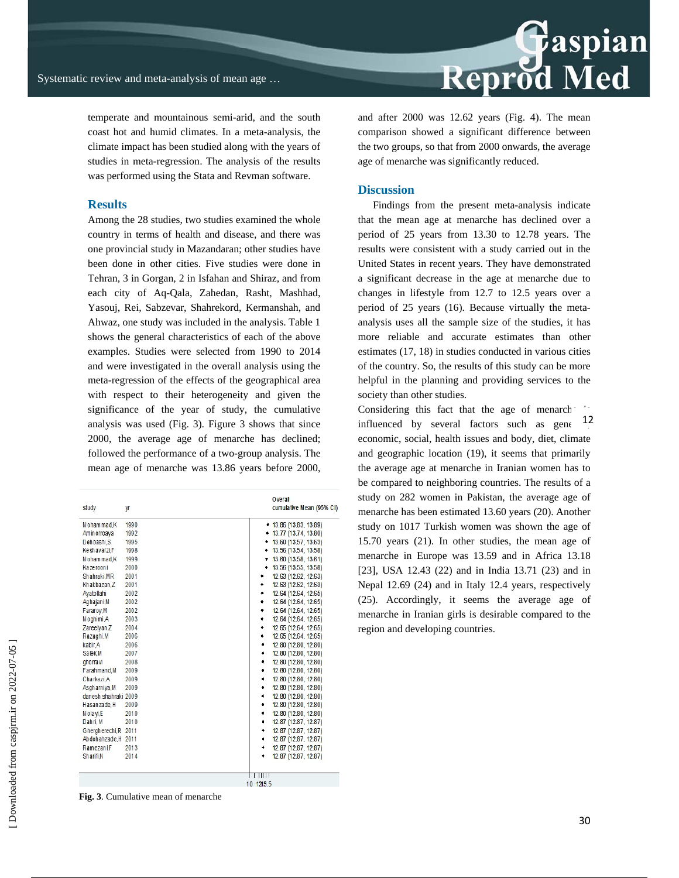temperate and mountainous semi-arid, and the south coast hot and humid climates. In a meta-analysis, the climate impact has been studied along with the years of studies in meta-regression. The analysis of the results was performed using the Stata and Revman software.

## Results

Among the 28 studies, two studies examined the whole country in terms of health and disease, and there was one provincial study in Mazandaran; other studies have been done in other cities. Five studies were done in Tehran, 3 in Gorgan, 2 in Isfahan and Shiraz, and from each city of Aq-Qala, Zahedan, Rasht, Mashhad, Yasouj, Rei, Sabzevar, Shahrekord, Kermanshah, and Ahwaz, one study was included in the analysis. Table 1 shows the general characteristics of each of the above examples. Studies were selected from 1990 to 2014 and were investigated in the overall analysis using the meta-regression of the effects of the geographical area with respect to their heterogeneity and given the significance of the year of study, the cumulative analysis was used (Fig. 3). Figure 3 shows that since 2000, the average age of menarche has declined; followed the performance of a two-group analysis. The mean age of menarche was 13.86 years before 2000, and after 2000 was 12.62 years (Fig. 4). The mean comparison showed a significant difference between the two groups, so that from 2000 onwards, the average age of menarche was significantly reduced.

| study | yr | Overall cumulative Mean (95% CI) |
|---|---|---|
| Mohammad,K | 1990 | 13.86 (13.83, 13.89) |
| Aminorroaya | 1992 | 13.77 (13.74, 13.80) |
| Dehbashi,S | 1995 | 13.60 (13.57, 13.63) |
| Keshavarzi,F | 1998 | 13.56 (13.54, 13.58) |
| Mohammad,K | 1999 | 13.60 (13.58, 13.61) |
| Kazerooni | 2000 | 13.56 (13.55, 13.58) |
| Shahraki,MR | 2001 | 12.63 (12.62, 12.63) |
| Khakbazan,Z | 2001 | 12.63 (12.62, 12.63) |
| Ayatollahi | 2002 | 12.64 (12.64, 12.65) |
| Aghajani,M | 2002 | 12.64 (12.64, 12.65) |
| Fararoy,M | 2002 | 12.64 (12.64, 12.65) |
| Moghimi,A | 2003 | 12.64 (12.64, 12.65) |
| Zareeiyan,Z | 2004 | 12.65 (12.64, 12.65) |
| Razaghi,M | 2006 | 12.65 (12.64, 12.65) |
| kabir,A | 2006 | 12.80 (12.80, 12.80) |
| Salek,M | 2007 | 12.80 (12.80, 12.80) |
| ghorravi | 2008 | 12.80 (12.80, 12.80) |
| Farahmand,M | 2009 | 12.80 (12.80, 12.80) |
| Charkazi,A | 2009 | 12.80 (12.80, 12.80) |
| Asgharniya,M | 2009 | 12.80 (12.80, 12.80) |
| danesh shahraki | 2009 | 12.80 (12.80, 12.80) |
| Hasanzade,H | 2009 | 12.80 (12.80, 12.80) |
| Molayi,E | 2010 | 12.80 (12.80, 12.80) |
| Dahri,M | 2010 | 12.87 (12.87, 12.87) |
| Ghergherechi,R | 2011 | 12.87 (12.87, 12.87) |
| Abdolahzade,H | 2011 | 12.87 (12.87, 12.87) |
| Ramezani,F | 2013 | 12.87 (12.87, 12.87) |
| Sharifi,N | 2014 | 12.87 (12.87, 12.87) |

**Fig. 3**. Cumulative mean of menarche

## Discussion

Findings from the present meta-analysis indicate that the mean age at menarche has declined over a period of 25 years from 13.30 to 12.78 years. The results were consistent with a study carried out in the United States in recent years. They have demonstrated a significant decrease in the age at menarche due to changes in lifestyle from 12.7 to 12.5 years over a period of 25 years (16). Because virtually the meta-analysis uses all the sample size of the studies, it has more reliable and accurate estimates than other estimates (17, 18) in studies conducted in various cities of the country. So, the results of this study can be more helpful in the planning and providing services to the society than other studies.

Considering this fact that the age of menarche is influenced by several factors such as genetic, economic, social, health issues and body, diet, climate and geographic location (19), it seems that primarily the average age at menarche in Iranian women has to be compared to neighboring countries. The results of a study on 282 women in Pakistan, the average age of menarche has been estimated 13.60 years (20). Another study on 1017 Turkish women was shown the age of 15.70 years (21). In other studies, the mean age of menarche in Europe was 13.59 and in Africa 13.18 [23], USA 12.43 (22) and in India 13.71 (23) and in Nepal 12.69 (24) and in Italy 12.4 years, respectively (25). Accordingly, it seems the average age of menarche in Iranian girls is desirable compared to the region and developing countries.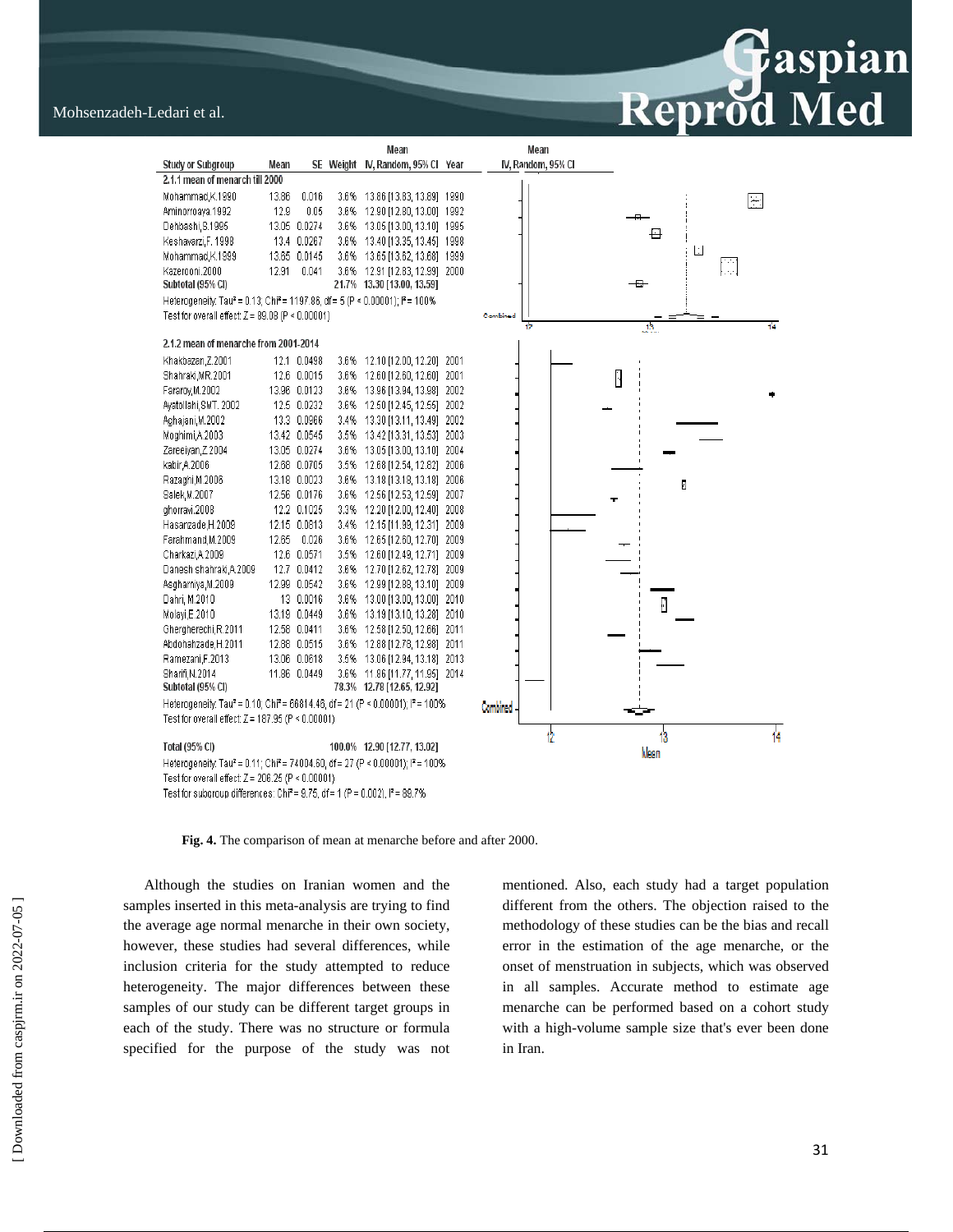| Study or Subgroup | Mean | SE | Weight | Mean IV, Random, 95% CI | Year |
|---|---|---|---|---|---|
| **2.1.1 mean of menarch till 2000** | | | | | |
| Mohammad,K.1990 | 13.86 | 0.016 | 3.6% | 13.86 [13.83, 13.89] | 1990 |
| Aminorroaya.1992 | 12.9 | 0.05 | 3.6% | 12.90 [12.80, 13.00] | 1992 |
| Dehbashi,S.1995 | 13.05 | 0.0274 | 3.6% | 13.05 [13.00, 13.10] | 1995 |
| Keshavarzi,F. 1998 | 13.4 | 0.0267 | 3.6% | 13.40 [13.35, 13.45] | 1998 |
| Mohammad,K.1999 | 13.65 | 0.0145 | 3.6% | 13.65 [13.62, 13.68] | 1999 |
| Kazerooni.2000 | 12.91 | 0.041 | 3.6% | 12.91 [12.83, 12.99] | 2000 |
| **Subtotal (95% CI)** | | | **21.7%** | **13.30 [13.00, 13.59]** | |
| Heterogeneity: Tau² = 0.13; Chi² = 1197.86, df = 5 (P < 0.00001); I² = 100% | | | | | |
| Test for overall effect: Z = 89.08 (P < 0.00001) | | | | | |
| **2.1.2 mean of menarche from 2001-2014** | | | | | |
| Khakbazan,Z.2001 | 12.1 | 0.0498 | 3.6% | 12.10 [12.00, 12.20] | 2001 |
| Shahraki,MR.2001 | 12.6 | 0.0015 | 3.6% | 12.60 [12.60, 12.60] | 2001 |
| Fararoy,M.2002 | 13.96 | 0.0123 | 3.6% | 13.96 [13.94, 13.98] | 2002 |
| Ayatollahi,SMT. 2002 | 12.5 | 0.0232 | 3.6% | 12.50 [12.45, 12.55] | 2002 |
| Aghajani,M.2002 | 13.3 | 0.0986 | 3.4% | 13.30 [13.11, 13.49] | 2002 |
| Moghimi,A.2003 | 13.42 | 0.0545 | 3.5% | 13.42 [13.31, 13.53] | 2003 |
| Zareeiyan,Z.2004 | 13.05 | 0.0274 | 3.6% | 13.05 [13.00, 13.10] | 2004 |
| Kabir,A.2006 | 12.68 | 0.0705 | 3.5% | 12.68 [12.54, 12.82] | 2006 |
| Razaghi,M.2006 | 13.18 | 0.0023 | 3.6% | 13.18 [13.18, 13.18] | 2006 |
| Salek,M.2007 | 12.56 | 0.0176 | 3.6% | 12.56 [12.53, 12.59] | 2007 |
| ghorravi.2008 | 12.2 | 0.1025 | 3.3% | 12.20 [12.00, 12.40] | 2008 |
| Hasanzade,H.2009 | 12.15 | 0.0813 | 3.4% | 12.15 [11.99, 12.31] | 2009 |
| Farahmand,M.2009 | 12.65 | 0.026 | 3.6% | 12.65 [12.60, 12.70] | 2009 |
| Charkazi,A.2009 | 12.6 | 0.0571 | 3.5% | 12.60 [12.49, 12.71] | 2009 |
| Danesh shahraki,A.2009 | 12.7 | 0.0412 | 3.6% | 12.70 [12.62, 12.78] | 2009 |
| Asgharniya,M.2009 | 12.99 | 0.0542 | 3.6% | 12.99 [12.88, 13.10] | 2009 |
| Dahri, M.2010 | 13 | 0.0016 | 3.6% | 13.00 [13.00, 13.00] | 2010 |
| Molayi,E.2010 | 13.19 | 0.0449 | 3.6% | 13.19 [13.10, 13.28] | 2010 |
| Ghergherechi,R.2011 | 12.58 | 0.0411 | 3.6% | 12.58 [12.50, 12.66] | 2011 |
| Abdolahzade,H.2011 | 12.88 | 0.0515 | 3.6% | 12.88 [12.78, 12.98] | 2011 |
| Ramezani,F.2013 | 13.06 | 0.0618 | 3.5% | 13.06 [12.94, 13.18] | 2013 |
| Sharifi,N.2014 | 11.86 | 0.0449 | 3.6% | 11.86 [11.77, 11.95] | 2014 |
| **Subtotal (95% CI)** | | | **78.3%** | **12.78 [12.65, 12.92]** | |
| Heterogeneity: Tau² = 0.10; Chi² = 66814.46, df = 21 (P < 0.00001); I² = 100% | | | | | |
| Test for overall effect: Z = 187.95 (P < 0.00001) | | | | | |
| **Total (95% CI)** | | | **100.0%** | **12.90 [12.77, 13.02]** | |
| Heterogeneity: Tau² = 0.11; Chi² = 74004.60, df = 27 (P < 0.00001); I² = 100% | | | | | |
| Test for overall effect: Z = 206.25 (P < 0.00001) | | | | | |
| Test for subgroup differences: Chi² = 9.75, df = 1 (P = 0.002), I² = 89.7% | | | | | |

**Fig. 4.** The comparison of mean at menarche before and after 2000.

Although the studies on Iranian women and the samples inserted in this meta-analysis are trying to find the average age normal menarche in their own society, however, these studies had several differences, while inclusion criteria for the study attempted to reduce heterogeneity. The major differences between these samples of our study can be different target groups in each of the study. There was no structure or formula specified for the purpose of the study was not mentioned. Also, each study had a target population different from the others. The objection raised to the methodology of these studies can be the bias and recall error in the estimation of the age menarche, or the onset of menstruation in subjects, which was observed in all samples. Accurate method to estimate age menarche can be performed based on a cohort study with a high-volume sample size that's ever been done in Iran.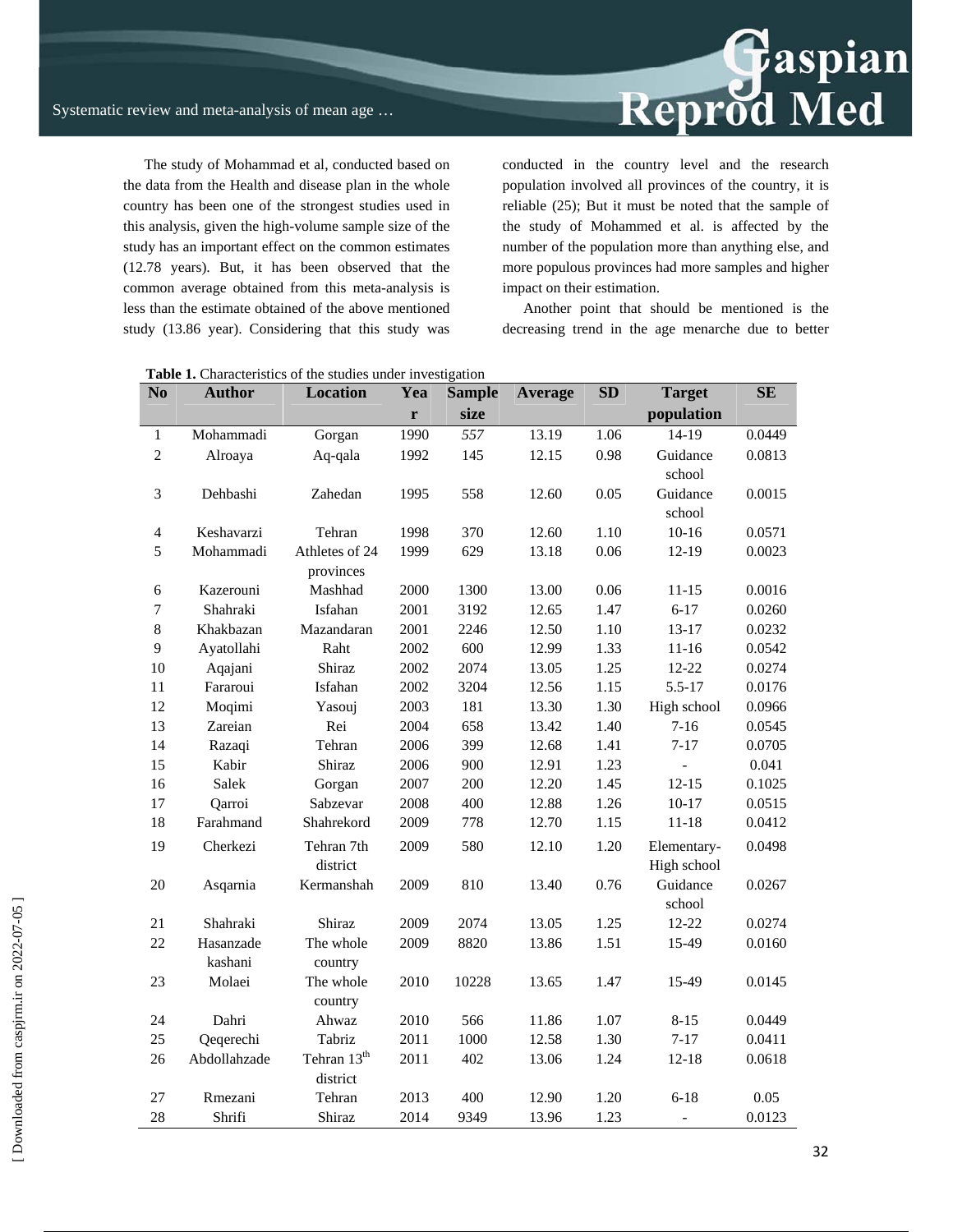The study of Mohammad et al, conducted based on the data from the Health and disease plan in the whole country has been one of the strongest studies used in this analysis, given the high-volume sample size of the study has an important effect on the common estimates (12.78 years). But, it has been observed that the common average obtained from this meta-analysis is less than the estimate obtained of the above mentioned study (13.86 year). Considering that this study was conducted in the country level and the research population involved all provinces of the country, it is reliable (25); But it must be noted that the sample of the study of Mohammed et al. is affected by the number of the population more than anything else, and more populous provinces had more samples and higher impact on their estimation.

Another point that should be mentioned is the decreasing trend in the age menarche due to better

**Table 1.** Characteristics of the studies under investigation

| No | Author | Location | Year | Sample size | Average | SD | Target population | SE |
|---|---|---|---|---|---|---|---|---|
| 1 | Mohammadi | Gorgan | 1990 | *557* | 13.19 | 1.06 | 14-19 | 0.0449 |
| 2 | Alroaya | Aq-qala | 1992 | 145 | 12.15 | 0.98 | Guidance school | 0.0813 |
| 3 | Dehbashi | Zahedan | 1995 | 558 | 12.60 | 0.05 | Guidance school | 0.0015 |
| 4 | Keshavarzi | Tehran | 1998 | 370 | 12.60 | 1.10 | 10-16 | 0.0571 |
| 5 | Mohammadi | Athletes of 24 provinces | 1999 | 629 | 13.18 | 0.06 | 12-19 | 0.0023 |
| 6 | Kazerouni | Mashhad | 2000 | 1300 | 13.00 | 0.06 | 11-15 | 0.0016 |
| 7 | Shahraki | Isfahan | 2001 | 3192 | 12.65 | 1.47 | 6-17 | 0.0260 |
| 8 | Khakbazan | Mazandaran | 2001 | 2246 | 12.50 | 1.10 | 13-17 | 0.0232 |
| 9 | Ayatollahi | Raht | 2002 | 600 | 12.99 | 1.33 | 11-16 | 0.0542 |
| 10 | Aqajani | Shiraz | 2002 | 2074 | 13.05 | 1.25 | 12-22 | 0.0274 |
| 11 | Fararoui | Isfahan | 2002 | 3204 | 12.56 | 1.15 | 5.5-17 | 0.0176 |
| 12 | Moqimi | Yasouj | 2003 | 181 | 13.30 | 1.30 | High school | 0.0966 |
| 13 | Zareian | Rei | 2004 | 658 | 13.42 | 1.40 | 7-16 | 0.0545 |
| 14 | Razaqi | Tehran | 2006 | 399 | 12.68 | 1.41 | 7-17 | 0.0705 |
| 15 | Kabir | Shiraz | 2006 | 900 | 12.91 | 1.23 | - | 0.041 |
| 16 | Salek | Gorgan | 2007 | 200 | 12.20 | 1.45 | 12-15 | 0.1025 |
| 17 | Qarroi | Sabzevar | 2008 | 400 | 12.88 | 1.26 | 10-17 | 0.0515 |
| 18 | Farahmand | Shahrekord | 2009 | 778 | 12.70 | 1.15 | 11-18 | 0.0412 |
| 19 | Cherkezi | Tehran 7th district | 2009 | 580 | 12.10 | 1.20 | Elementary-High school | 0.0498 |
| 20 | Asqarnia | Kermanshah | 2009 | 810 | 13.40 | 0.76 | Guidance school | 0.0267 |
| 21 | Shahraki | Shiraz | 2009 | 2074 | 13.05 | 1.25 | 12-22 | 0.0274 |
| 22 | Hasanzade kashani | The whole country | 2009 | 8820 | 13.86 | 1.51 | 15-49 | 0.0160 |
| 23 | Molaei | The whole country | 2010 | 10228 | 13.65 | 1.47 | 15-49 | 0.0145 |
| 24 | Dahri | Ahwaz | 2010 | 566 | 11.86 | 1.07 | 8-15 | 0.0449 |
| 25 | Qeqerechi | Tabriz | 2011 | 1000 | 12.58 | 1.30 | 7-17 | 0.0411 |
| 26 | Abdollahzade | Tehran 13th district | 2011 | 402 | 13.06 | 1.24 | 12-18 | 0.0618 |
| 27 | Rmezani | Tehran | 2013 | 400 | 12.90 | 1.20 | 6-18 | 0.05 |
| 28 | Shrifi | Shiraz | 2014 | 9349 | 13.96 | 1.23 | - | 0.0123 |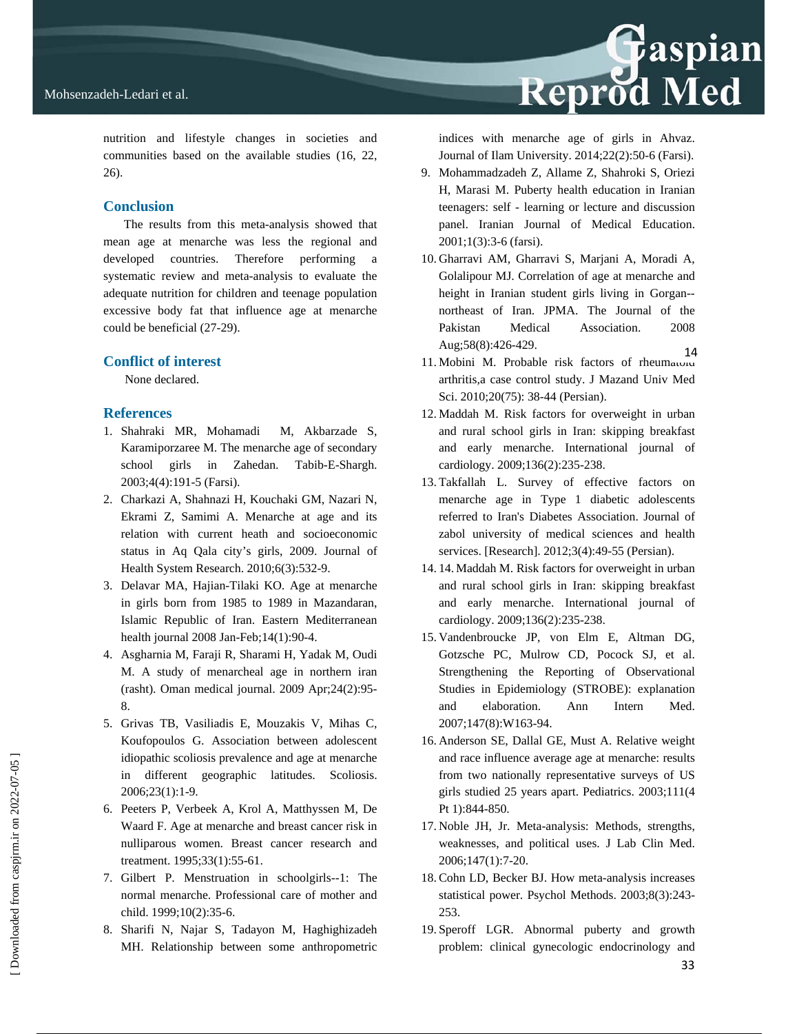nutrition and lifestyle changes in societies and communities based on the available studies (16, 22, 26).

## Conclusion

The results from this meta-analysis showed that mean age at menarche was less the regional and developed countries. Therefore performing a systematic review and meta-analysis to evaluate the adequate nutrition for children and teenage population excessive body fat that influence age at menarche could be beneficial (27-29).

## Conflict of interest

None declared.

## References

1. Shahraki MR, Mohamadi M, Akbarzade S, Karamiporzaree M. The menarche age of secondary school girls in Zahedan. Tabib-E-Shargh. 2003;4(4):191-5 (Farsi).
2. Charkazi A, Shahnazi H, Kouchaki GM, Nazari N, Ekrami Z, Samimi A. Menarche at age and its relation with current heath and socioeconomic status in Aq Qala city's girls, 2009. Journal of Health System Research. 2010;6(3):532-9.
3. Delavar MA, Hajian-Tilaki KO. Age at menarche in girls born from 1985 to 1989 in Mazandaran, Islamic Republic of Iran. Eastern Mediterranean health journal 2008 Jan-Feb;14(1):90-4.
4. Asgharnia M, Faraji R, Sharami H, Yadak M, Oudi M. A study of menarcheal age in northern iran (rasht). Oman medical journal. 2009 Apr;24(2):95-8.
5. Grivas TB, Vasiliadis E, Mouzakis V, Mihas C, Koufopoulos G. Association between adolescent idiopathic scoliosis prevalence and age at menarche in different geographic latitudes. Scoliosis. 2006;23(1):1-9.
6. Peeters P, Verbeek A, Krol A, Matthyssen M, De Waard F. Age at menarche and breast cancer risk in nulliparous women. Breast cancer research and treatment. 1995;33(1):55-61.
7. Gilbert P. Menstruation in schoolgirls--1: The normal menarche. Professional care of mother and child. 1999;10(2):35-6.
8. Sharifi N, Najar S, Tadayon M, Haghighizadeh MH. Relationship between some anthropometric indices with menarche age of girls in Ahvaz. Journal of Ilam University. 2014;22(2):50-6 (Farsi).
9. Mohammadzadeh Z, Allame Z, Shahroki S, Oriezi H, Marasi M. Puberty health education in Iranian teenagers: self - learning or lecture and discussion panel. Iranian Journal of Medical Education. 2001;1(3):3-6 (farsi).
10. Gharravi AM, Gharravi S, Marjani A, Moradi A, Golalipour MJ. Correlation of age at menarche and height in Iranian student girls living in Gorgan--northeast of Iran. JPMA. The Journal of the Pakistan Medical Association. 2008 Aug;58(8):426-429.
11. Mobini M. Probable risk factors of rheumatoid arthritis,a case control study. J Mazand Univ Med Sci. 2010;20(75): 38-44 (Persian).
12. Maddah M. Risk factors for overweight in urban and rural school girls in Iran: skipping breakfast and early menarche. International journal of cardiology. 2009;136(2):235-238.
13. Takfallah L. Survey of effective factors on menarche age in Type 1 diabetic adolescents referred to Iran's Diabetes Association. Journal of zabol university of medical sciences and health services. [Research]. 2012;3(4):49-55 (Persian).
14. 14. Maddah M. Risk factors for overweight in urban and rural school girls in Iran: skipping breakfast and early menarche. International journal of cardiology. 2009;136(2):235-238.
15. Vandenbroucke JP, von Elm E, Altman DG, Gotzsche PC, Mulrow CD, Pocock SJ, et al. Strengthening the Reporting of Observational Studies in Epidemiology (STROBE): explanation and elaboration. Ann Intern Med. 2007;147(8):W163-94.
16. Anderson SE, Dallal GE, Must A. Relative weight and race influence average age at menarche: results from two nationally representative surveys of US girls studied 25 years apart. Pediatrics. 2003;111(4 Pt 1):844-850.
17. Noble JH, Jr. Meta-analysis: Methods, strengths, weaknesses, and political uses. J Lab Clin Med. 2006;147(1):7-20.
18. Cohn LD, Becker BJ. How meta-analysis increases statistical power. Psychol Methods. 2003;8(3):243-253.
19. Speroff LGR. Abnormal puberty and growth problem: clinical gynecologic endocrinology and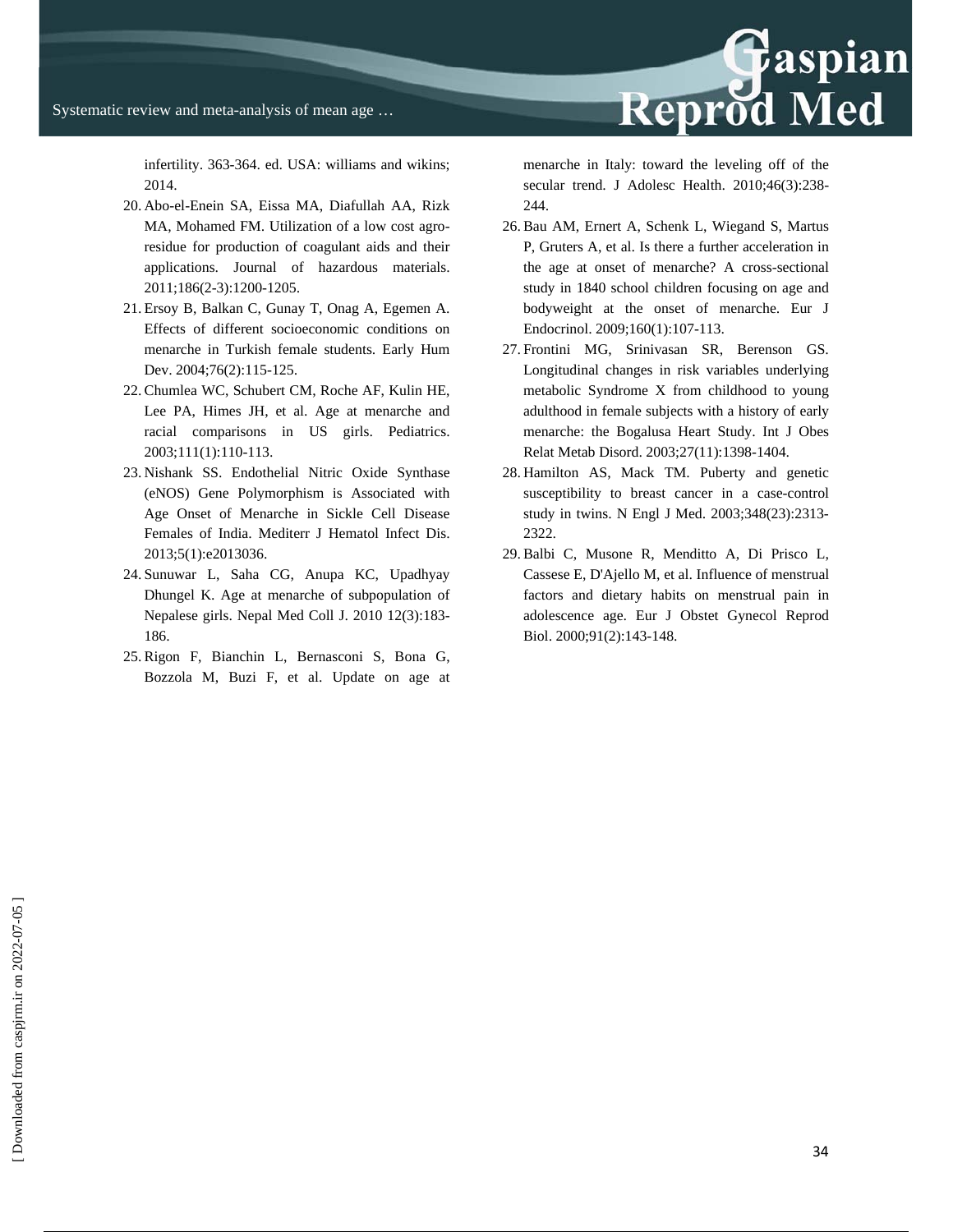infertility. 363-364. ed. USA: williams and wikins; 2014.

20. Abo-el-Enein SA, Eissa MA, Diafullah AA, Rizk MA, Mohamed FM. Utilization of a low cost agro-residue for production of coagulant aids and their applications. Journal of hazardous materials. 2011;186(2-3):1200-1205.
21. Ersoy B, Balkan C, Gunay T, Onag A, Egemen A. Effects of different socioeconomic conditions on menarche in Turkish female students. Early Hum Dev. 2004;76(2):115-125.
22. Chumlea WC, Schubert CM, Roche AF, Kulin HE, Lee PA, Himes JH, et al. Age at menarche and racial comparisons in US girls. Pediatrics. 2003;111(1):110-113.
23. Nishank SS. Endothelial Nitric Oxide Synthase (eNOS) Gene Polymorphism is Associated with Age Onset of Menarche in Sickle Cell Disease Females of India. Mediterr J Hematol Infect Dis. 2013;5(1):e2013036.
24. Sunuwar L, Saha CG, Anupa KC, Upadhyay Dhungel K. Age at menarche of subpopulation of Nepalese girls. Nepal Med Coll J. 2010 12(3):183-186.
25. Rigon F, Bianchin L, Bernasconi S, Bona G, Bozzola M, Buzi F, et al. Update on age at menarche in Italy: toward the leveling off of the secular trend. J Adolesc Health. 2010;46(3):238-244.
26. Bau AM, Ernert A, Schenk L, Wiegand S, Martus P, Gruters A, et al. Is there a further acceleration in the age at onset of menarche? A cross-sectional study in 1840 school children focusing on age and bodyweight at the onset of menarche. Eur J Endocrinol. 2009;160(1):107-113.
27. Frontini MG, Srinivasan SR, Berenson GS. Longitudinal changes in risk variables underlying metabolic Syndrome X from childhood to young adulthood in female subjects with a history of early menarche: the Bogalusa Heart Study. Int J Obes Relat Metab Disord. 2003;27(11):1398-1404.
28. Hamilton AS, Mack TM. Puberty and genetic susceptibility to breast cancer in a case-control study in twins. N Engl J Med. 2003;348(23):2313-2322.
29. Balbi C, Musone R, Menditto A, Di Prisco L, Cassese E, D'Ajello M, et al. Influence of menstrual factors and dietary habits on menstrual pain in adolescence age. Eur J Obstet Gynecol Reprod Biol. 2000;91(2):143-148.